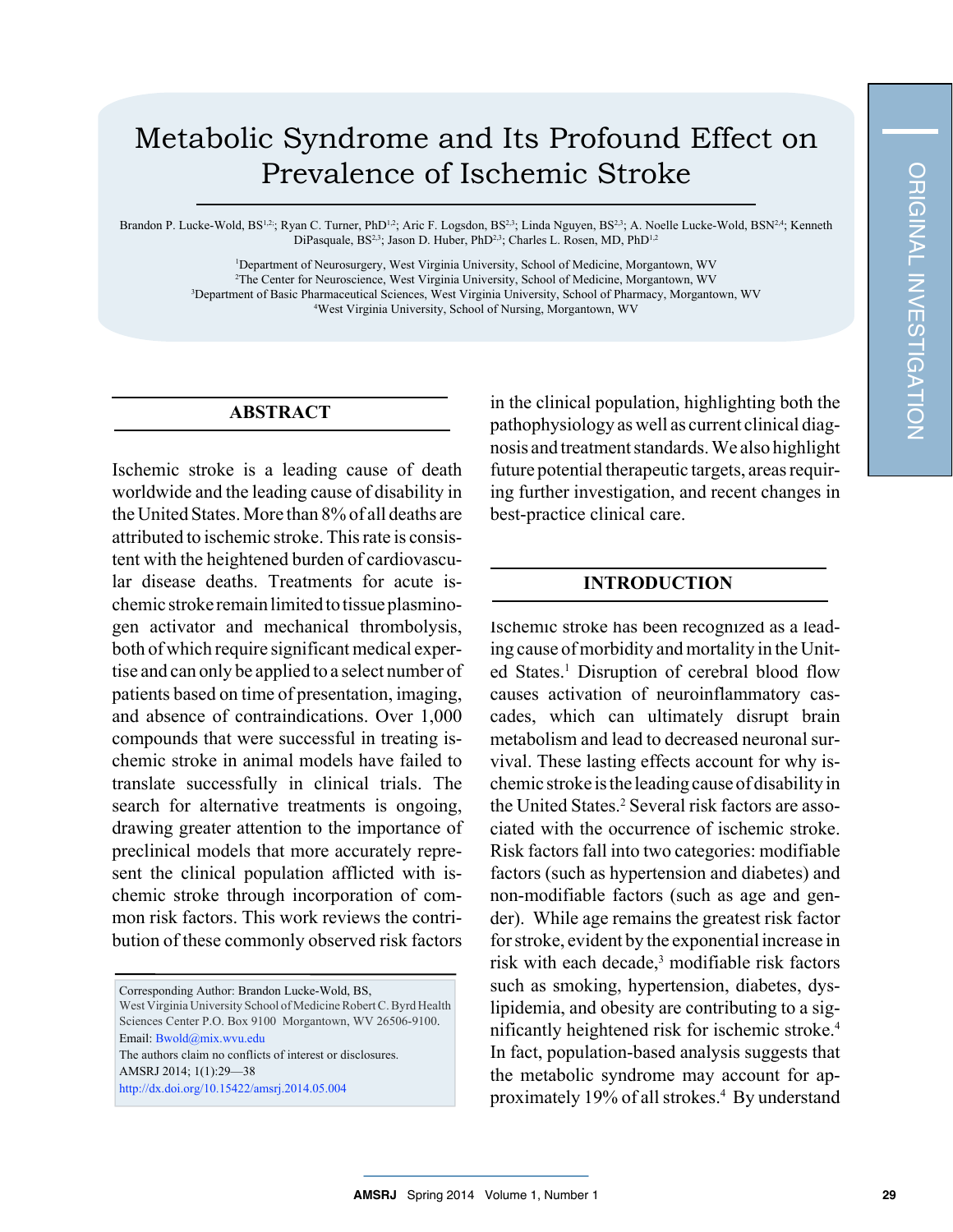ORIGINAL INVESTIGATION

# Metabolic Syndrome and Its Profound Effect on Prevalence of Ischemic Stroke

Brandon P. Lucke-Wold, BS[1,2]; Ryan C. Turner, PhD[1,2]; Aric F. Logsdon, BS[2,3]; Linda Nguyen, BS[2,3]; A. Noelle Lucke-Wold, BSN[2,4]; Kenneth DiPasquale, BS[2,3]; Jason D. Huber, PhD[2,3]; Charles L. Rosen, MD, PhD[1,2]

[1]Department of Neurosurgery, West Virginia University, School of Medicine, Morgantown, WV
[2]The Center for Neuroscience, West Virginia University, School of Medicine, Morgantown, WV
[3]Department of Basic Pharmaceutical Sciences, West Virginia University, School of Pharmacy, Morgantown, WV
[4]West Virginia University, School of Nursing, Morgantown, WV

## ABSTRACT

Ischemic stroke is a leading cause of death worldwide and the leading cause of disability in the United States. More than 8% of all deaths are attributed to ischemic stroke. This rate is consistent with the heightened burden of cardiovascular disease deaths. Treatments for acute ischemic stroke remain limited to tissue plasminogen activator and mechanical thrombolysis, both of which require significant medical expertise and can only be applied to a select number of patients based on time of presentation, imaging, and absence of contraindications. Over 1,000 compounds that were successful in treating ischemic stroke in animal models have failed to translate successfully in clinical trials. The search for alternative treatments is ongoing, drawing greater attention to the importance of preclinical models that more accurately represent the clinical population afflicted with ischemic stroke through incorporation of common risk factors. This work reviews the contribution of these commonly observed risk factors in the clinical population, highlighting both the pathophysiology as well as current clinical diagnosis and treatment standards. We also highlight future potential therapeutic targets, areas requiring further investigation, and recent changes in best-practice clinical care.

Corresponding Author: Brandon Lucke-Wold, BS,
West Virginia University School of Medicine Robert C. Byrd Health Sciences Center P.O. Box 9100 Morgantown, WV 26506-9100.
Email: Bwold@mix.wvu.edu
The authors claim no conflicts of interest or disclosures.
AMSRJ 2014; 1(1):29—38
http://dx.doi.org/10.15422/amsrj.2014.05.004

## INTRODUCTION

Ischemic stroke has been recognized as a leading cause of morbidity and mortality in the United States.[1] Disruption of cerebral blood flow causes activation of neuroinflammatory cascades, which can ultimately disrupt brain metabolism and lead to decreased neuronal survival. These lasting effects account for why ischemic stroke is the leading cause of disability in the United States.[2] Several risk factors are associated with the occurrence of ischemic stroke. Risk factors fall into two categories: modifiable factors (such as hypertension and diabetes) and non-modifiable factors (such as age and gender). While age remains the greatest risk factor for stroke, evident by the exponential increase in risk with each decade,[3] modifiable risk factors such as smoking, hypertension, diabetes, dyslipidemia, and obesity are contributing to a significantly heightened risk for ischemic stroke.[4] In fact, population-based analysis suggests that the metabolic syndrome may account for approximately 19% of all strokes.[4] By understand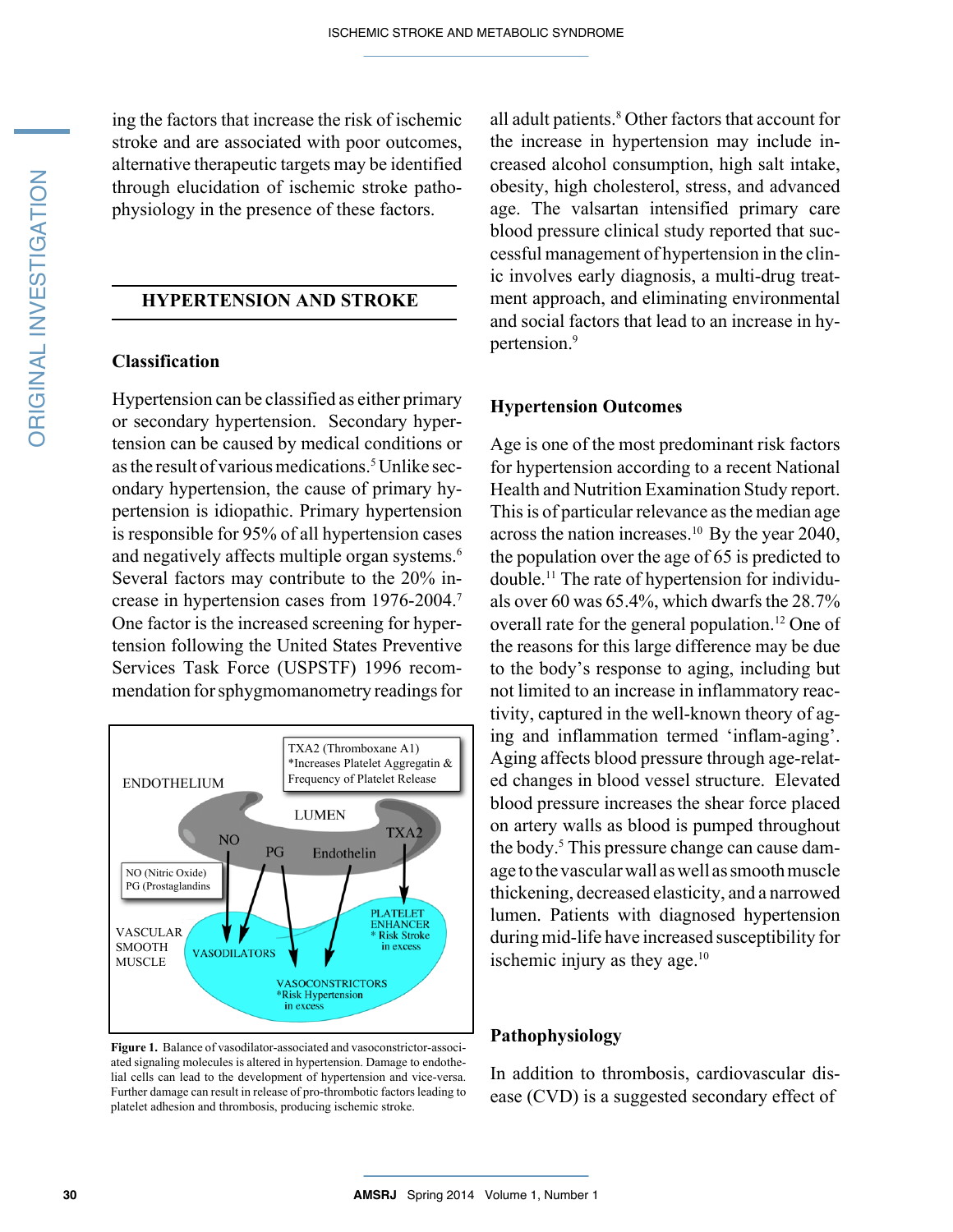ing the factors that increase the risk of ischemic stroke and are associated with poor outcomes, alternative therapeutic targets may be identified through elucidation of ischemic stroke pathophysiology in the presence of these factors.

## HYPERTENSION AND STROKE

### Classification

Hypertension can be classified as either primary or secondary hypertension. Secondary hypertension can be caused by medical conditions or as the result of various medications.[5] Unlike secondary hypertension, the cause of primary hypertension is idiopathic. Primary hypertension is responsible for 95% of all hypertension cases and negatively affects multiple organ systems.[6] Several factors may contribute to the 20% increase in hypertension cases from 1976-2004.[7] One factor is the increased screening for hypertension following the United States Preventive Services Task Force (USPSTF) 1996 recommendation for sphygmomanometry readings for all adult patients.[8] Other factors that account for the increase in hypertension may include increased alcohol consumption, high salt intake, obesity, high cholesterol, stress, and advanced age. The valsartan intensified primary care blood pressure clinical study reported that successful management of hypertension in the clinic involves early diagnosis, a multi-drug treatment approach, and eliminating environmental and social factors that lead to an increase in hypertension.[9]

TXA2 (Thromboxane A1)
*Increases Platelet Aggregatin & Frequency of Platelet Release

ENDOTHELIUM

LUMEN

NO

PG

Endothelin

TXA2

NO (Nitric Oxide)
PG (Prostaglandins

VASCULAR
SMOOTH
MUSCLE

VASODILATORS

PLATELET
ENHANCER
* Risk Stroke
in excess

VASOCONSTRICTORS
*Risk Hypertension
in excess

**Figure 1.** Balance of vasodilator-associated and vasoconstrictor-associated signaling molecules is altered in hypertension. Damage to endothelial cells can lead to the development of hypertension and vice-versa. Further damage can result in release of pro-thrombotic factors leading to platelet adhesion and thrombosis, producing ischemic stroke.

### Hypertension Outcomes

Age is one of the most predominant risk factors for hypertension according to a recent National Health and Nutrition Examination Study report. This is of particular relevance as the median age across the nation increases.[10] By the year 2040, the population over the age of 65 is predicted to double.[11] The rate of hypertension for individuals over 60 was 65.4%, which dwarfs the 28.7% overall rate for the general population.[12] One of the reasons for this large difference may be due to the body's response to aging, including but not limited to an increase in inflammatory reactivity, captured in the well-known theory of aging and inflammation termed 'inflam-aging'. Aging affects blood pressure through age-related changes in blood vessel structure. Elevated blood pressure increases the shear force placed on artery walls as blood is pumped throughout the body.[5] This pressure change can cause damage to the vascular wall as well as smooth muscle thickening, decreased elasticity, and a narrowed lumen. Patients with diagnosed hypertension during mid-life have increased susceptibility for ischemic injury as they age.[10]

### Pathophysiology

In addition to thrombosis, cardiovascular disease (CVD) is a suggested secondary effect of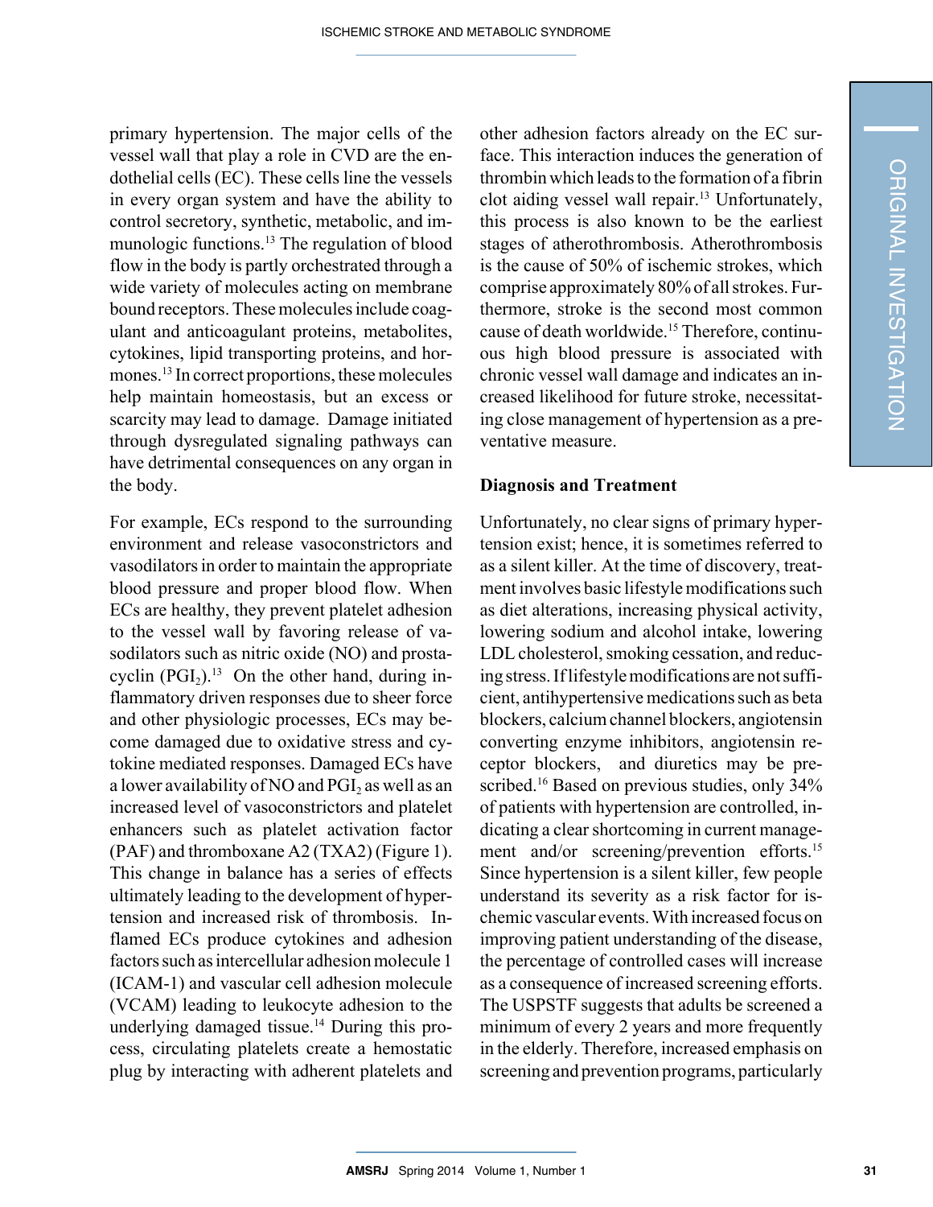primary hypertension. The major cells of the vessel wall that play a role in CVD are the endothelial cells (EC). These cells line the vessels in every organ system and have the ability to control secretory, synthetic, metabolic, and immunologic functions.[13] The regulation of blood flow in the body is partly orchestrated through a wide variety of molecules acting on membrane bound receptors. These molecules include coagulant and anticoagulant proteins, metabolites, cytokines, lipid transporting proteins, and hormones.[13] In correct proportions, these molecules help maintain homeostasis, but an excess or scarcity may lead to damage. Damage initiated through dysregulated signaling pathways can have detrimental consequences on any organ in the body.

For example, ECs respond to the surrounding environment and release vasoconstrictors and vasodilators in order to maintain the appropriate blood pressure and proper blood flow. When ECs are healthy, they prevent platelet adhesion to the vessel wall by favoring release of vasodilators such as nitric oxide (NO) and prostacyclin ($PGI_2$).[13] On the other hand, during inflammatory driven responses due to sheer force and other physiologic processes, ECs may become damaged due to oxidative stress and cytokine mediated responses. Damaged ECs have a lower availability of NO and $PGI_2$ as well as an increased level of vasoconstrictors and platelet enhancers such as platelet activation factor (PAF) and thromboxane A2 (TXA2) (Figure 1). This change in balance has a series of effects ultimately leading to the development of hypertension and increased risk of thrombosis. Inflamed ECs produce cytokines and adhesion factors such as intercellular adhesion molecule 1 (ICAM-1) and vascular cell adhesion molecule (VCAM) leading to leukocyte adhesion to the underlying damaged tissue.[14] During this process, circulating platelets create a hemostatic plug by interacting with adherent platelets and other adhesion factors already on the EC surface. This interaction induces the generation of thrombin which leads to the formation of a fibrin clot aiding vessel wall repair.[13] Unfortunately, this process is also known to be the earliest stages of atherothrombosis. Atherothrombosis is the cause of 50% of ischemic strokes, which comprise approximately 80% of all strokes. Furthermore, stroke is the second most common cause of death worldwide.[15] Therefore, continuous high blood pressure is associated with chronic vessel wall damage and indicates an increased likelihood for future stroke, necessitating close management of hypertension as a preventative measure.

### Diagnosis and Treatment

Unfortunately, no clear signs of primary hypertension exist; hence, it is sometimes referred to as a silent killer. At the time of discovery, treatment involves basic lifestyle modifications such as diet alterations, increasing physical activity, lowering sodium and alcohol intake, lowering LDL cholesterol, smoking cessation, and reducing stress. If lifestyle modifications are not sufficient, antihypertensive medications such as beta blockers, calcium channel blockers, angiotensin converting enzyme inhibitors, angiotensin receptor blockers, and diuretics may be prescribed.[16] Based on previous studies, only 34% of patients with hypertension are controlled, indicating a clear shortcoming in current management and/or screening/prevention efforts.[15] Since hypertension is a silent killer, few people understand its severity as a risk factor for ischemic vascular events. With increased focus on improving patient understanding of the disease, the percentage of controlled cases will increase as a consequence of increased screening efforts. The USPSTF suggests that adults be screened a minimum of every 2 years and more frequently in the elderly. Therefore, increased emphasis on screening and prevention programs, particularly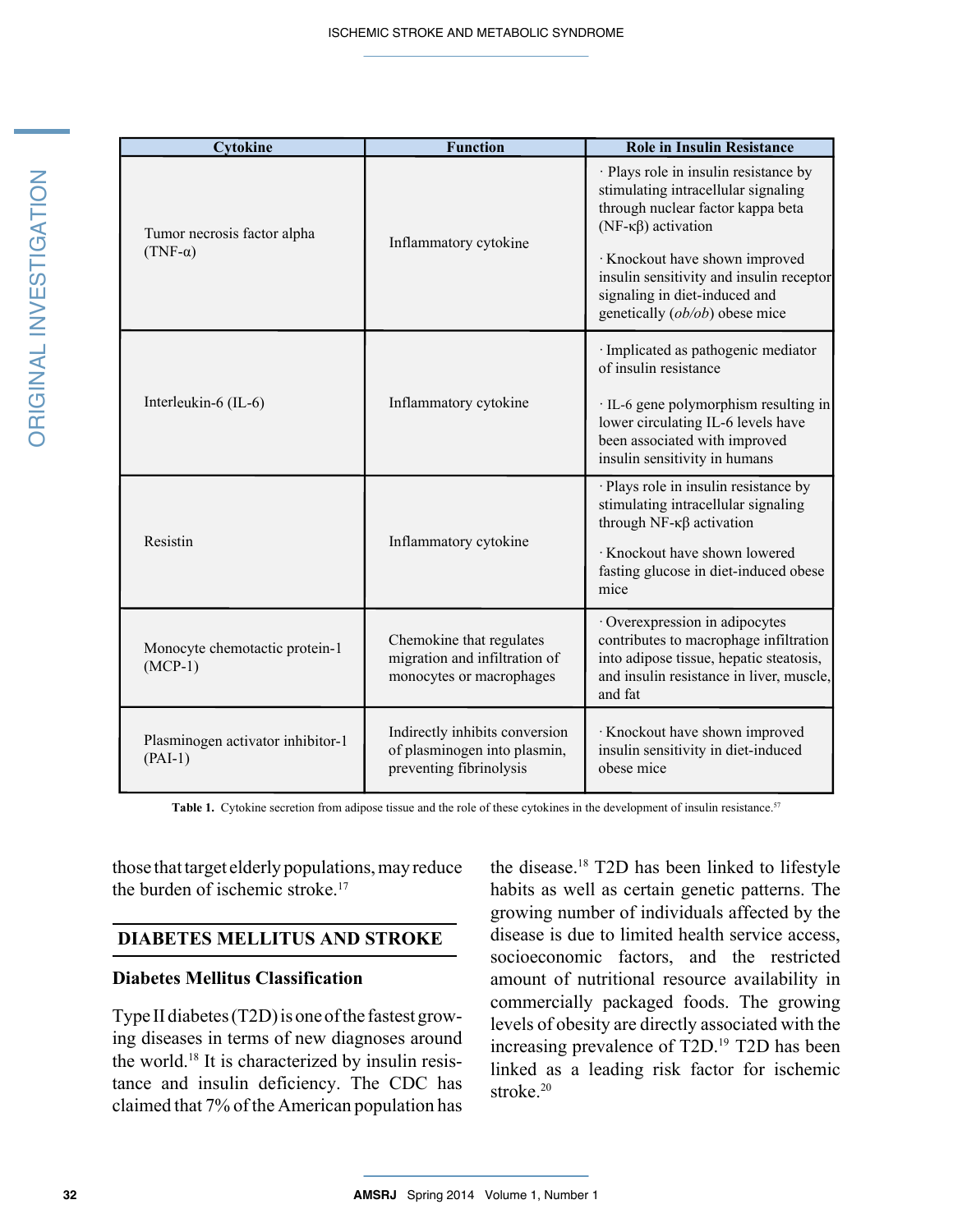| Cytokine | Function | Role in Insulin Resistance |
|---|---|---|
| Tumor necrosis factor alpha (TNF-α) | Inflammatory cytokine | · Plays role in insulin resistance by stimulating intracellular signaling through nuclear factor kappa beta (NF-κβ) activation<br><br>· Knockout have shown improved insulin sensitivity and insulin receptor signaling in diet-induced and genetically (*ob/ob*) obese mice |
| Interleukin-6 (IL-6) | Inflammatory cytokine | · Implicated as pathogenic mediator of insulin resistance<br><br>· IL-6 gene polymorphism resulting in lower circulating IL-6 levels have been associated with improved insulin sensitivity in humans |
| Resistin | Inflammatory cytokine | · Plays role in insulin resistance by stimulating intracellular signaling through NF-κβ activation<br><br>· Knockout have shown lowered fasting glucose in diet-induced obese mice |
| Monocyte chemotactic protein-1 (MCP-1) | Chemokine that regulates migration and infiltration of monocytes or macrophages | · Overexpression in adipocytes contributes to macrophage infiltration into adipose tissue, hepatic steatosis, and insulin resistance in liver, muscle, and fat |
| Plasminogen activator inhibitor-1 (PAI-1) | Indirectly inhibits conversion of plasminogen into plasmin, preventing fibrinolysis | · Knockout have shown improved insulin sensitivity in diet-induced obese mice |

**Table 1.** Cytokine secretion from adipose tissue and the role of these cytokines in the development of insulin resistance.[57]

those that target elderly populations, may reduce the burden of ischemic stroke.[17]

## DIABETES MELLITUS AND STROKE

### Diabetes Mellitus Classification

Type II diabetes (T2D) is one of the fastest growing diseases in terms of new diagnoses around the world.[18] It is characterized by insulin resistance and insulin deficiency. The CDC has claimed that 7% of the American population has the disease.[18] T2D has been linked to lifestyle habits as well as certain genetic patterns. The growing number of individuals affected by the disease is due to limited health service access, socioeconomic factors, and the restricted amount of nutritional resource availability in commercially packaged foods. The growing levels of obesity are directly associated with the increasing prevalence of T2D.[19] T2D has been linked as a leading risk factor for ischemic stroke.[20]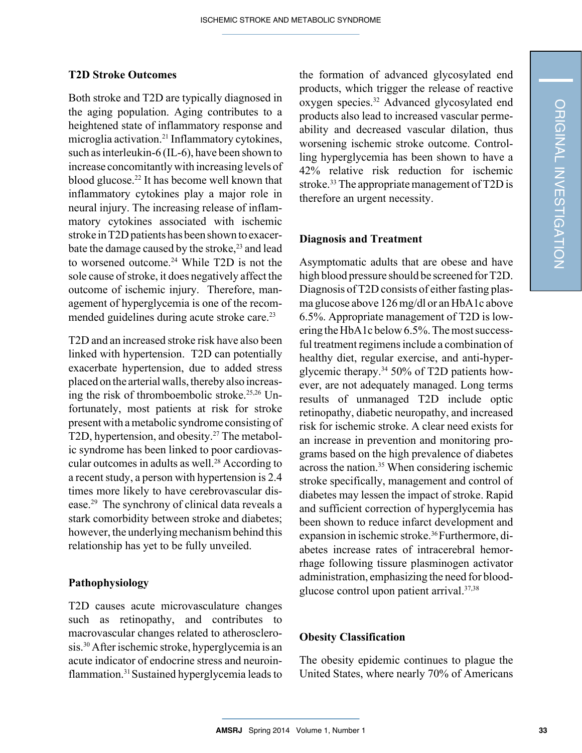### T2D Stroke Outcomes

Both stroke and T2D are typically diagnosed in the aging population. Aging contributes to a heightened state of inflammatory response and microglia activation.[21] Inflammatory cytokines, such as interleukin-6 (IL-6), have been shown to increase concomitantly with increasing levels of blood glucose.[22] It has become well known that inflammatory cytokines play a major role in neural injury. The increasing release of inflammatory cytokines associated with ischemic stroke in T2D patients has been shown to exacerbate the damage caused by the stroke,[23] and lead to worsened outcome.[24] While T2D is not the sole cause of stroke, it does negatively affect the outcome of ischemic injury. Therefore, management of hyperglycemia is one of the recommended guidelines during acute stroke care.[23]

T2D and an increased stroke risk have also been linked with hypertension. T2D can potentially exacerbate hypertension, due to added stress placed on the arterial walls, thereby also increasing the risk of thromboembolic stroke.[25,26] Unfortunately, most patients at risk for stroke present with a metabolic syndrome consisting of T2D, hypertension, and obesity.[27] The metabolic syndrome has been linked to poor cardiovascular outcomes in adults as well.[28] According to a recent study, a person with hypertension is 2.4 times more likely to have cerebrovascular disease.[29] The synchrony of clinical data reveals a stark comorbidity between stroke and diabetes; however, the underlying mechanism behind this relationship has yet to be fully unveiled.

### Pathophysiology

T2D causes acute microvasculature changes such as retinopathy, and contributes to macrovascular changes related to atherosclerosis.[30] After ischemic stroke, hyperglycemia is an acute indicator of endocrine stress and neuroinflammation.[31] Sustained hyperglycemia leads to the formation of advanced glycosylated end products, which trigger the release of reactive oxygen species.[32] Advanced glycosylated end products also lead to increased vascular permeability and decreased vascular dilation, thus worsening ischemic stroke outcome. Controlling hyperglycemia has been shown to have a 42% relative risk reduction for ischemic stroke.[33] The appropriate management of T2D is therefore an urgent necessity.

### Diagnosis and Treatment

Asymptomatic adults that are obese and have high blood pressure should be screened for T2D. Diagnosis of T2D consists of either fasting plasma glucose above 126 mg/dl or an HbA1c above 6.5%. Appropriate management of T2D is lowering the HbA1c below 6.5%. The most successful treatment regimens include a combination of healthy diet, regular exercise, and anti-hyperglycemic therapy.[34] 50% of T2D patients however, are not adequately managed. Long terms results of unmanaged T2D include optic retinopathy, diabetic neuropathy, and increased risk for ischemic stroke. A clear need exists for an increase in prevention and monitoring programs based on the high prevalence of diabetes across the nation.[35] When considering ischemic stroke specifically, management and control of diabetes may lessen the impact of stroke. Rapid and sufficient correction of hyperglycemia has been shown to reduce infarct development and expansion in ischemic stroke.[36] Furthermore, diabetes increase rates of intracerebral hemorrhage following tissure plasminogen activator administration, emphasizing the need for blood-glucose control upon patient arrival.[37,38]

### Obesity Classification

The obesity epidemic continues to plague the United States, where nearly 70% of Americans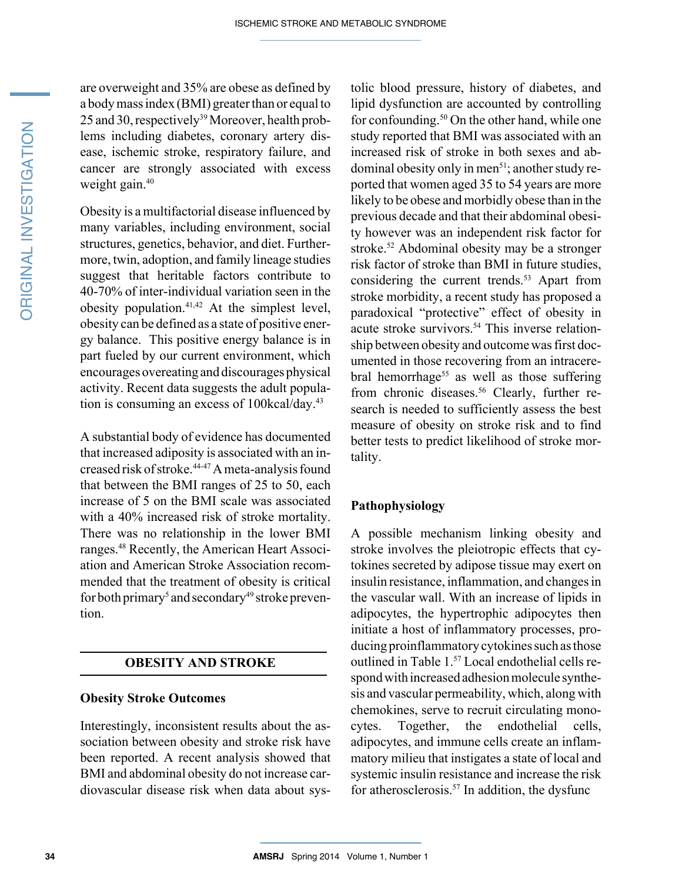are overweight and 35% are obese as defined by a body mass index (BMI) greater than or equal to 25 and 30, respectively[39] Moreover, health problems including diabetes, coronary artery disease, ischemic stroke, respiratory failure, and cancer are strongly associated with excess weight gain.[40]

Obesity is a multifactorial disease influenced by many variables, including environment, social structures, genetics, behavior, and diet. Furthermore, twin, adoption, and family lineage studies suggest that heritable factors contribute to 40-70% of inter-individual variation seen in the obesity population.[41,42] At the simplest level, obesity can be defined as a state of positive energy balance. This positive energy balance is in part fueled by our current environment, which encourages overeating and discourages physical activity. Recent data suggests the adult population is consuming an excess of 100kcal/day.[43]

A substantial body of evidence has documented that increased adiposity is associated with an increased risk of stroke.[44-47] A meta-analysis found that between the BMI ranges of 25 to 50, each increase of 5 on the BMI scale was associated with a 40% increased risk of stroke mortality. There was no relationship in the lower BMI ranges.[48] Recently, the American Heart Association and American Stroke Association recommended that the treatment of obesity is critical for both primary[5] and secondary[49] stroke prevention.

## OBESITY AND STROKE

### Obesity Stroke Outcomes

Interestingly, inconsistent results about the association between obesity and stroke risk have been reported. A recent analysis showed that BMI and abdominal obesity do not increase cardiovascular disease risk when data about systolic blood pressure, history of diabetes, and lipid dysfunction are accounted by controlling for confounding.[50] On the other hand, while one study reported that BMI was associated with an increased risk of stroke in both sexes and abdominal obesity only in men[51]; another study reported that women aged 35 to 54 years are more likely to be obese and morbidly obese than in the previous decade and that their abdominal obesity however was an independent risk factor for stroke.[52] Abdominal obesity may be a stronger risk factor of stroke than BMI in future studies, considering the current trends.[53] Apart from stroke morbidity, a recent study has proposed a paradoxical "protective" effect of obesity in acute stroke survivors.[54] This inverse relationship between obesity and outcome was first documented in those recovering from an intracerebral hemorrhage[55] as well as those suffering from chronic diseases.[56] Clearly, further research is needed to sufficiently assess the best measure of obesity on stroke risk and to find better tests to predict likelihood of stroke mortality.

### Pathophysiology

A possible mechanism linking obesity and stroke involves the pleiotropic effects that cytokines secreted by adipose tissue may exert on insulin resistance, inflammation, and changes in the vascular wall. With an increase of lipids in adipocytes, the hypertrophic adipocytes then initiate a host of inflammatory processes, producing proinflammatory cytokines such as those outlined in Table 1.[57] Local endothelial cells respond with increased adhesion molecule synthesis and vascular permeability, which, along with chemokines, serve to recruit circulating monocytes. Together, the endothelial cells, adipocytes, and immune cells create an inflammatory milieu that instigates a state of local and systemic insulin resistance and increase the risk for atherosclerosis.[57] In addition, the dysfunc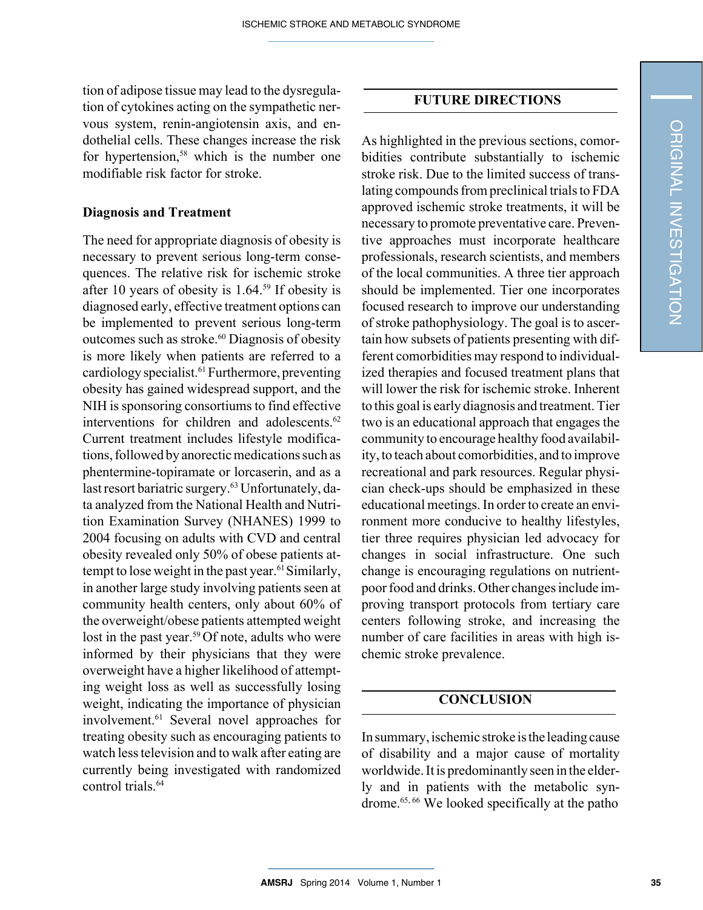tion of adipose tissue may lead to the dysregulation of cytokines acting on the sympathetic nervous system, renin-angiotensin axis, and endothelial cells. These changes increase the risk for hypertension,[58] which is the number one modifiable risk factor for stroke.

### Diagnosis and Treatment

The need for appropriate diagnosis of obesity is necessary to prevent serious long-term consequences. The relative risk for ischemic stroke after 10 years of obesity is 1.64.[59] If obesity is diagnosed early, effective treatment options can be implemented to prevent serious long-term outcomes such as stroke.[60] Diagnosis of obesity is more likely when patients are referred to a cardiology specialist.[61] Furthermore, preventing obesity has gained widespread support, and the NIH is sponsoring consortiums to find effective interventions for children and adolescents.[62] Current treatment includes lifestyle modifications, followed by anorectic medications such as phentermine-topiramate or lorcaserin, and as a last resort bariatric surgery.[63] Unfortunately, data analyzed from the National Health and Nutrition Examination Survey (NHANES) 1999 to 2004 focusing on adults with CVD and central obesity revealed only 50% of obese patients attempt to lose weight in the past year.[61] Similarly, in another large study involving patients seen at community health centers, only about 60% of the overweight/obese patients attempted weight lost in the past year.[59] Of note, adults who were informed by their physicians that they were overweight have a higher likelihood of attempting weight loss as well as successfully losing weight, indicating the importance of physician involvement.[61] Several novel approaches for treating obesity such as encouraging patients to watch less television and to walk after eating are currently being investigated with randomized control trials.[64]

## FUTURE DIRECTIONS

As highlighted in the previous sections, comorbidities contribute substantially to ischemic stroke risk. Due to the limited success of translating compounds from preclinical trials to FDA approved ischemic stroke treatments, it will be necessary to promote preventative care. Preventive approaches must incorporate healthcare professionals, research scientists, and members of the local communities. A three tier approach should be implemented. Tier one incorporates focused research to improve our understanding of stroke pathophysiology. The goal is to ascertain how subsets of patients presenting with different comorbidities may respond to individualized therapies and focused treatment plans that will lower the risk for ischemic stroke. Inherent to this goal is early diagnosis and treatment. Tier two is an educational approach that engages the community to encourage healthy food availability, to teach about comorbidities, and to improve recreational and park resources. Regular physician check-ups should be emphasized in these educational meetings. In order to create an environment more conducive to healthy lifestyles, tier three requires physician led advocacy for changes in social infrastructure. One such change is encouraging regulations on nutrient-poor food and drinks. Other changes include improving transport protocols from tertiary care centers following stroke, and increasing the number of care facilities in areas with high ischemic stroke prevalence.

## CONCLUSION

In summary, ischemic stroke is the leading cause of disability and a major cause of mortality worldwide. It is predominantly seen in the elderly and in patients with the metabolic syndrome.[65, 66] We looked specifically at the patho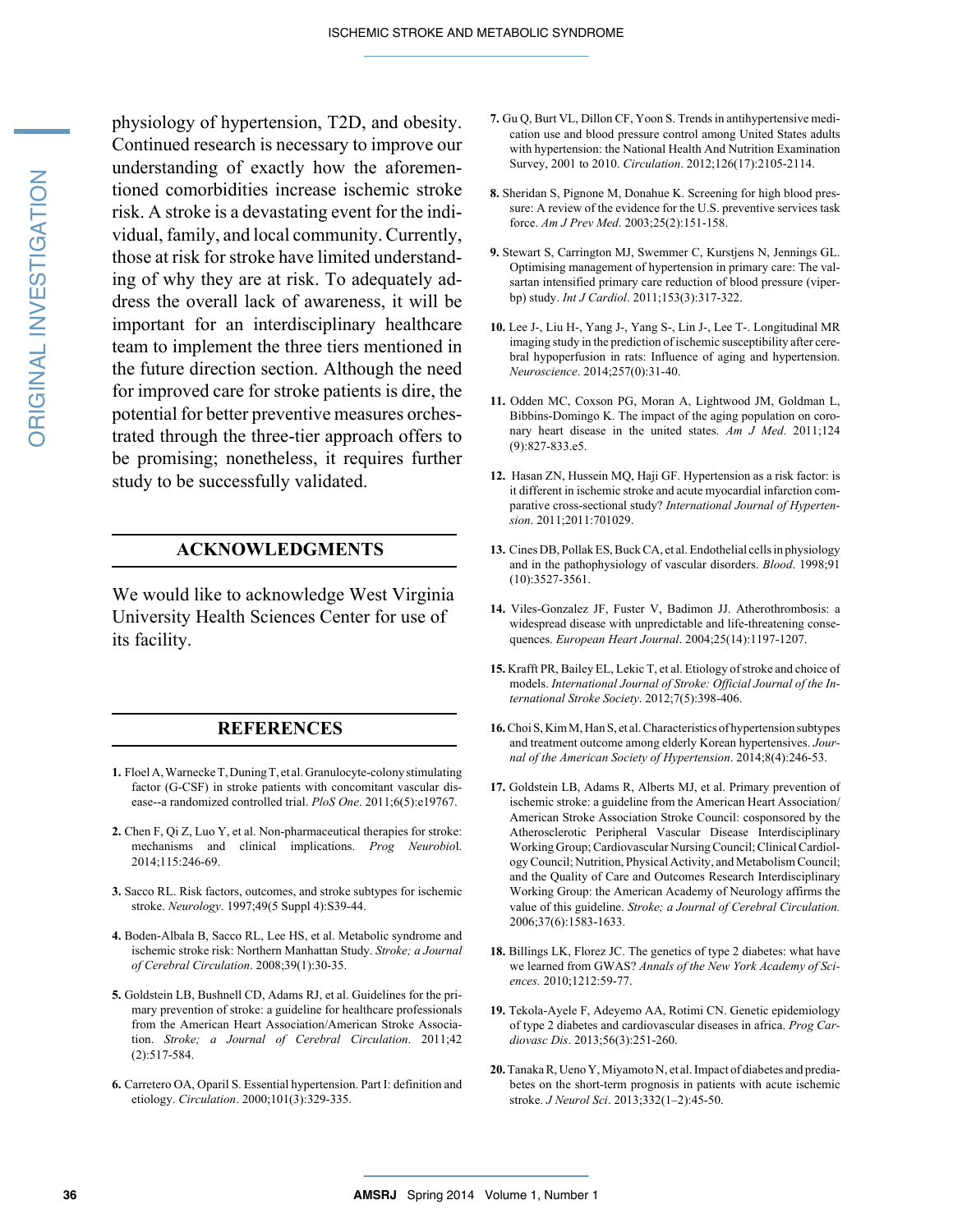physiology of hypertension, T2D, and obesity. Continued research is necessary to improve our understanding of exactly how the aforementioned comorbidities increase ischemic stroke risk. A stroke is a devastating event for the individual, family, and local community. Currently, those at risk for stroke have limited understanding of why they are at risk. To adequately address the overall lack of awareness, it will be important for an interdisciplinary healthcare team to implement the three tiers mentioned in the future direction section. Although the need for improved care for stroke patients is dire, the potential for better preventive measures orchestrated through the three-tier approach offers to be promising; nonetheless, it requires further study to be successfully validated.

## ACKNOWLEDGMENTS

We would like to acknowledge West Virginia University Health Sciences Center for use of its facility.

## REFERENCES

1. Floel A, Warnecke T, Duning T, et al. Granulocyte-colony stimulating factor (G-CSF) in stroke patients with concomitant vascular disease--a randomized controlled trial. *PloS One*. 2011;6(5):e19767.

2. Chen F, Qi Z, Luo Y, et al. Non-pharmaceutical therapies for stroke: mechanisms and clinical implications. *Prog Neurobiol*. 2014;115:246-69.

3. Sacco RL. Risk factors, outcomes, and stroke subtypes for ischemic stroke. *Neurology*. 1997;49(5 Suppl 4):S39-44.

4. Boden-Albala B, Sacco RL, Lee HS, et al. Metabolic syndrome and ischemic stroke risk: Northern Manhattan Study. *Stroke; a Journal of Cerebral Circulation*. 2008;39(1):30-35.

5. Goldstein LB, Bushnell CD, Adams RJ, et al. Guidelines for the primary prevention of stroke: a guideline for healthcare professionals from the American Heart Association/American Stroke Association. *Stroke; a Journal of Cerebral Circulation*. 2011;42(2):517-584.

6. Carretero OA, Oparil S. Essential hypertension. Part I: definition and etiology. *Circulation*. 2000;101(3):329-335.

7. Gu Q, Burt VL, Dillon CF, Yoon S. Trends in antihypertensive medication use and blood pressure control among United States adults with hypertension: the National Health And Nutrition Examination Survey, 2001 to 2010. *Circulation*. 2012;126(17):2105-2114.

8. Sheridan S, Pignone M, Donahue K. Screening for high blood pressure: A review of the evidence for the U.S. preventive services task force. *Am J Prev Med*. 2003;25(2):151-158.

9. Stewart S, Carrington MJ, Swemmer C, Kurstjens N, Jennings GL. Optimising management of hypertension in primary care: The valsartan intensified primary care reduction of blood pressure (viper-bp) study. *Int J Cardiol*. 2011;153(3):317-322.

10. Lee J-, Liu H-, Yang J-, Yang S-, Lin J-, Lee T-. Longitudinal MR imaging study in the prediction of ischemic susceptibility after cerebral hypoperfusion in rats: Influence of aging and hypertension. *Neuroscience*. 2014;257(0):31-40.

11. Odden MC, Coxson PG, Moran A, Lightwood JM, Goldman L, Bibbins-Domingo K. The impact of the aging population on coronary heart disease in the united states. *Am J Med*. 2011;124(9):827-833.e5.

12. Hasan ZN, Hussein MQ, Haji GF. Hypertension as a risk factor: is it different in ischemic stroke and acute myocardial infarction comparative cross-sectional study? *International Journal of Hypertension*. 2011;2011:701029.

13. Cines DB, Pollak ES, Buck CA, et al. Endothelial cells in physiology and in the pathophysiology of vascular disorders. *Blood*. 1998;91(10):3527-3561.

14. Viles-Gonzalez JF, Fuster V, Badimon JJ. Atherothrombosis: a widespread disease with unpredictable and life-threatening consequences. *European Heart Journal*. 2004;25(14):1197-1207.

15. Krafft PR, Bailey EL, Lekic T, et al. Etiology of stroke and choice of models. *International Journal of Stroke: Official Journal of the International Stroke Society*. 2012;7(5):398-406.

16. Choi S, Kim M, Han S, et al. Characteristics of hypertension subtypes and treatment outcome among elderly Korean hypertensives. *Journal of the American Society of Hypertension*. 2014;8(4):246-53.

17. Goldstein LB, Adams R, Alberts MJ, et al. Primary prevention of ischemic stroke: a guideline from the American Heart Association/American Stroke Association Stroke Council: cosponsored by the Atherosclerotic Peripheral Vascular Disease Interdisciplinary Working Group; Cardiovascular Nursing Council; Clinical Cardiology Council; Nutrition, Physical Activity, and Metabolism Council; and the Quality of Care and Outcomes Research Interdisciplinary Working Group: the American Academy of Neurology affirms the value of this guideline. *Stroke; a Journal of Cerebral Circulation.* 2006;37(6):1583-1633.

18. Billings LK, Florez JC. The genetics of type 2 diabetes: what have we learned from GWAS? *Annals of the New York Academy of Sciences.* 2010;1212:59-77.

19. Tekola-Ayele F, Adeyemo AA, Rotimi CN. Genetic epidemiology of type 2 diabetes and cardiovascular diseases in africa. *Prog Cardiovasc Dis*. 2013;56(3):251-260.

20. Tanaka R, Ueno Y, Miyamoto N, et al. Impact of diabetes and prediabetes on the short-term prognosis in patients with acute ischemic stroke. *J Neurol Sci*. 2013;332(1–2):45-50.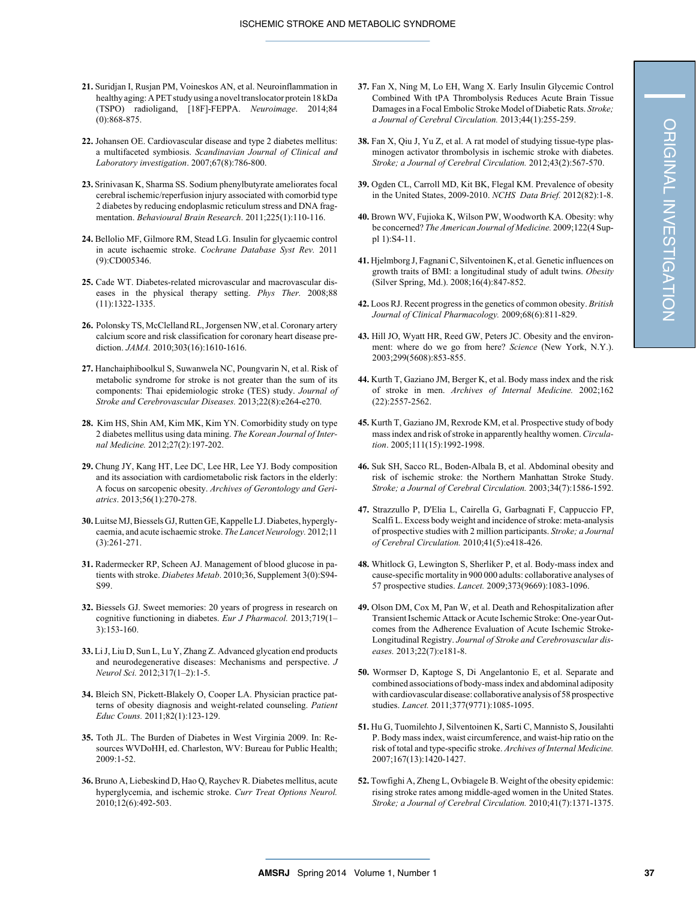21. Suridjan I, Rusjan PM, Voineskos AN, et al. Neuroinflammation in healthy aging: A PET study using a novel translocator protein 18 kDa (TSPO) radioligand, [18F]-FEPPA. *Neuroimage*. 2014;84 (0):868-875.

22. Johansen OE. Cardiovascular disease and type 2 diabetes mellitus: a multifaceted symbiosis. *Scandinavian Journal of Clinical and Laboratory investigation*. 2007;67(8):786-800.

23. Srinivasan K, Sharma SS. Sodium phenylbutyrate ameliorates focal cerebral ischemic/reperfusion injury associated with comorbid type 2 diabetes by reducing endoplasmic reticulum stress and DNA fragmentation. *Behavioural Brain Research*. 2011;225(1):110-116.

24. Bellolio MF, Gilmore RM, Stead LG. Insulin for glycaemic control in acute ischaemic stroke. *Cochrane Database Syst Rev.* 2011 (9):CD005346.

25. Cade WT. Diabetes-related microvascular and macrovascular diseases in the physical therapy setting. *Phys Ther.* 2008;88 (11):1322-1335.

26. Polonsky TS, McClelland RL, Jorgensen NW, et al. Coronary artery calcium score and risk classification for coronary heart disease prediction. *JAMA.* 2010;303(16):1610-1616.

27. Hanchaiphiboolkul S, Suwanwela NC, Poungvarin N, et al. Risk of metabolic syndrome for stroke is not greater than the sum of its components: Thai epidemiologic stroke (TES) study. *Journal of Stroke and Cerebrovascular Diseases.* 2013;22(8):e264-e270.

28. Kim HS, Shin AM, Kim MK, Kim YN. Comorbidity study on type 2 diabetes mellitus using data mining. *The Korean Journal of Internal Medicine.* 2012;27(2):197-202.

29. Chung JY, Kang HT, Lee DC, Lee HR, Lee YJ. Body composition and its association with cardiometabolic risk factors in the elderly: A focus on sarcopenic obesity. *Archives of Gerontology and Geriatrics*. 2013;56(1):270-278.

30. Luitse MJ, Biessels GJ, Rutten GE, Kappelle LJ. Diabetes, hyperglycaemia, and acute ischaemic stroke. *The Lancet Neurology.* 2012;11 (3):261-271.

31. Radermecker RP, Scheen AJ. Management of blood glucose in patients with stroke. *Diabetes Metab*. 2010;36, Supplement 3(0):S94-S99.

32. Biessels GJ. Sweet memories: 20 years of progress in research on cognitive functioning in diabetes. *Eur J Pharmacol.* 2013;719(1–3):153-160.

33. Li J, Liu D, Sun L, Lu Y, Zhang Z. Advanced glycation end products and neurodegenerative diseases: Mechanisms and perspective. *J Neurol Sci.* 2012;317(1–2):1-5.

34. Bleich SN, Pickett-Blakely O, Cooper LA. Physician practice patterns of obesity diagnosis and weight-related counseling. *Patient Educ Couns.* 2011;82(1):123-129.

35. Toth JL. The Burden of Diabetes in West Virginia 2009. In: Resources WVDoHH, ed. Charleston, WV: Bureau for Public Health; 2009:1-52.

36. Bruno A, Liebeskind D, Hao Q, Raychev R. Diabetes mellitus, acute hyperglycemia, and ischemic stroke. *Curr Treat Options Neurol.* 2010;12(6):492-503.

37. Fan X, Ning M, Lo EH, Wang X. Early Insulin Glycemic Control Combined With tPA Thrombolysis Reduces Acute Brain Tissue Damages in a Focal Embolic Stroke Model of Diabetic Rats. *Stroke; a Journal of Cerebral Circulation.* 2013;44(1):255-259.

38. Fan X, Qiu J, Yu Z, et al. A rat model of studying tissue-type plasminogen activator thrombolysis in ischemic stroke with diabetes. *Stroke; a Journal of Cerebral Circulation.* 2012;43(2):567-570.

39. Ogden CL, Carroll MD, Kit BK, Flegal KM. Prevalence of obesity in the United States, 2009-2010. *NCHS Data Brief.* 2012(82):1-8.

40. Brown WV, Fujioka K, Wilson PW, Woodworth KA. Obesity: why be concerned? *The American Journal of Medicine.* 2009;122(4 Suppl 1):S4-11.

41. Hjelmborg J, Fagnani C, Silventoinen K, et al. Genetic influences on growth traits of BMI: a longitudinal study of adult twins. *Obesity* (Silver Spring, Md.). 2008;16(4):847-852.

42. Loos RJ. Recent progress in the genetics of common obesity. *British Journal of Clinical Pharmacology.* 2009;68(6):811-829.

43. Hill JO, Wyatt HR, Reed GW, Peters JC. Obesity and the environment: where do we go from here? *Science* (New York, N.Y.). 2003;299(5608):853-855.

44. Kurth T, Gaziano JM, Berger K, et al. Body mass index and the risk of stroke in men. *Archives of Internal Medicine.* 2002;162 (22):2557-2562.

45. Kurth T, Gaziano JM, Rexrode KM, et al. Prospective study of body mass index and risk of stroke in apparently healthy women. *Circulation*. 2005;111(15):1992-1998.

46. Suk SH, Sacco RL, Boden-Albala B, et al. Abdominal obesity and risk of ischemic stroke: the Northern Manhattan Stroke Study. *Stroke; a Journal of Cerebral Circulation.* 2003;34(7):1586-1592.

47. Strazzullo P, D'Elia L, Cairella G, Garbagnati F, Cappuccio FP, Scalfi L. Excess body weight and incidence of stroke: meta-analysis of prospective studies with 2 million participants. *Stroke; a Journal of Cerebral Circulation.* 2010;41(5):e418-426.

48. Whitlock G, Lewington S, Sherliker P, et al. Body-mass index and cause-specific mortality in 900 000 adults: collaborative analyses of 57 prospective studies. *Lancet.* 2009;373(9669):1083-1096.

49. Olson DM, Cox M, Pan W, et al. Death and Rehospitalization after Transient Ischemic Attack or Acute Ischemic Stroke: One-year Outcomes from the Adherence Evaluation of Acute Ischemic Stroke-Longitudinal Registry. *Journal of Stroke and Cerebrovascular diseases.* 2013;22(7):e181-8.

50. Wormser D, Kaptoge S, Di Angelantonio E, et al. Separate and combined associations of body-mass index and abdominal adiposity with cardiovascular disease: collaborative analysis of 58 prospective studies. *Lancet.* 2011;377(9771):1085-1095.

51. Hu G, Tuomilehto J, Silventoinen K, Sarti C, Mannisto S, Jousilahti P. Body mass index, waist circumference, and waist-hip ratio on the risk of total and type-specific stroke. *Archives of Internal Medicine.* 2007;167(13):1420-1427.

52. Towfighi A, Zheng L, Ovbiagele B. Weight of the obesity epidemic: rising stroke rates among middle-aged women in the United States. *Stroke; a Journal of Cerebral Circulation.* 2010;41(7):1371-1375.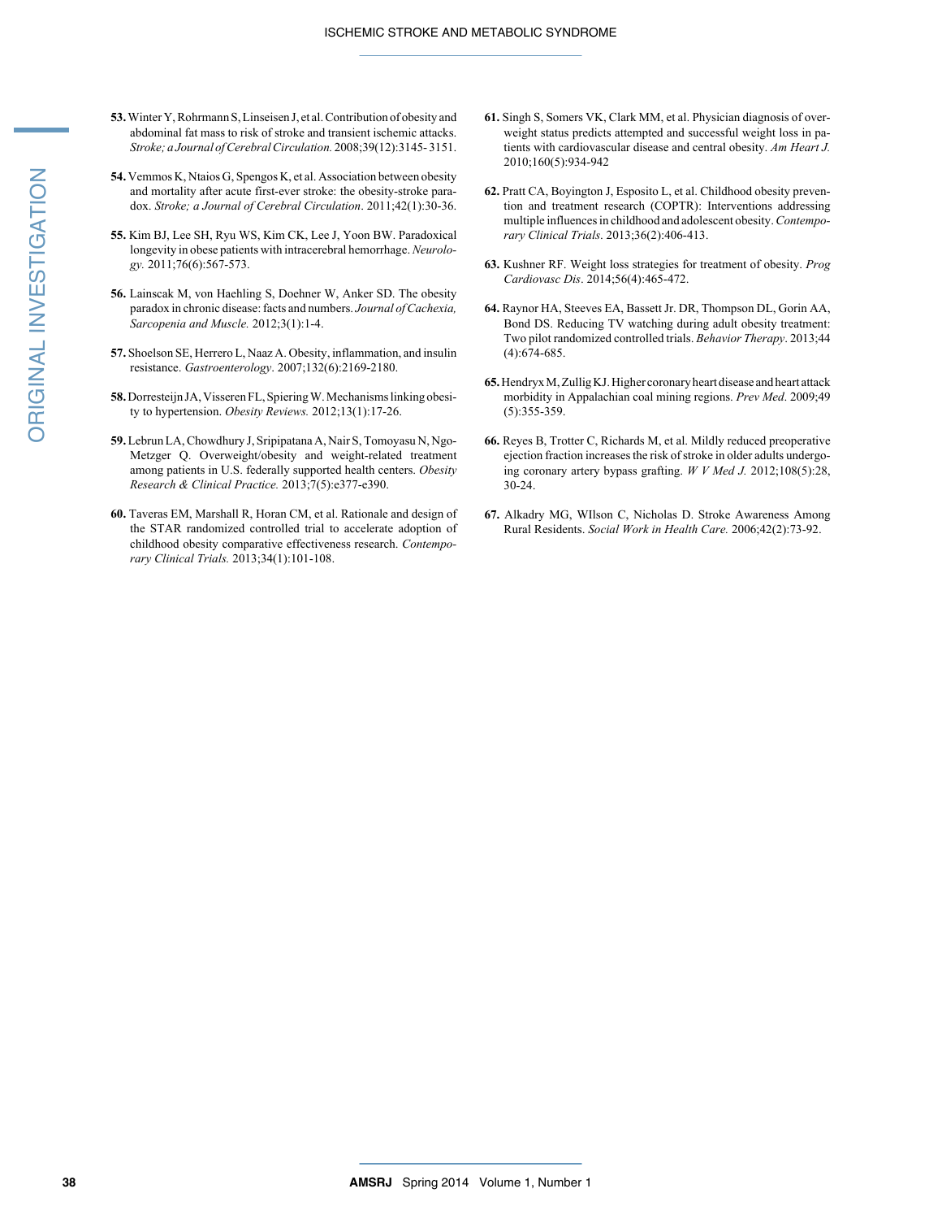53. Winter Y, Rohrmann S, Linseisen J, et al. Contribution of obesity and abdominal fat mass to risk of stroke and transient ischemic attacks. *Stroke; a Journal of Cerebral Circulation.* 2008;39(12):3145- 3151.

54. Vemmos K, Ntaios G, Spengos K, et al. Association between obesity and mortality after acute first-ever stroke: the obesity-stroke paradox. *Stroke; a Journal of Cerebral Circulation*. 2011;42(1):30-36.

55. Kim BJ, Lee SH, Ryu WS, Kim CK, Lee J, Yoon BW. Paradoxical longevity in obese patients with intracerebral hemorrhage. *Neurology.* 2011;76(6):567-573.

56. Lainscak M, von Haehling S, Doehner W, Anker SD. The obesity paradox in chronic disease: facts and numbers. *Journal of Cachexia, Sarcopenia and Muscle.* 2012;3(1):1-4.

57. Shoelson SE, Herrero L, Naaz A. Obesity, inflammation, and insulin resistance. *Gastroenterology*. 2007;132(6):2169-2180.

58. Dorresteijn JA, Visseren FL, Spiering W. Mechanisms linking obesity to hypertension. *Obesity Reviews.* 2012;13(1):17-26.

59. Lebrun LA, Chowdhury J, Sripipatana A, Nair S, Tomoyasu N, Ngo-Metzger Q. Overweight/obesity and weight-related treatment among patients in U.S. federally supported health centers. *Obesity Research & Clinical Practice.* 2013;7(5):e377-e390.

60. Taveras EM, Marshall R, Horan CM, et al. Rationale and design of the STAR randomized controlled trial to accelerate adoption of childhood obesity comparative effectiveness research. *Contemporary Clinical Trials.* 2013;34(1):101-108.

61. Singh S, Somers VK, Clark MM, et al. Physician diagnosis of overweight status predicts attempted and successful weight loss in patients with cardiovascular disease and central obesity. *Am Heart J.* 2010;160(5):934-942

62. Pratt CA, Boyington J, Esposito L, et al. Childhood obesity prevention and treatment research (COPTR): Interventions addressing multiple influences in childhood and adolescent obesity. *Contemporary Clinical Trials*. 2013;36(2):406-413.

63. Kushner RF. Weight loss strategies for treatment of obesity. *Prog Cardiovasc Dis*. 2014;56(4):465-472.

64. Raynor HA, Steeves EA, Bassett Jr. DR, Thompson DL, Gorin AA, Bond DS. Reducing TV watching during adult obesity treatment: Two pilot randomized controlled trials. *Behavior Therapy*. 2013;44 (4):674-685.

65. Hendryx M, Zullig KJ. Higher coronary heart disease and heart attack morbidity in Appalachian coal mining regions. *Prev Med*. 2009;49 (5):355-359.

66. Reyes B, Trotter C, Richards M, et al. Mildly reduced preoperative ejection fraction increases the risk of stroke in older adults undergoing coronary artery bypass grafting. *W V Med J.* 2012;108(5):28, 30-24.

67. Alkadry MG, WIlson C, Nicholas D. Stroke Awareness Among Rural Residents. *Social Work in Health Care.* 2006;42(2):73-92.